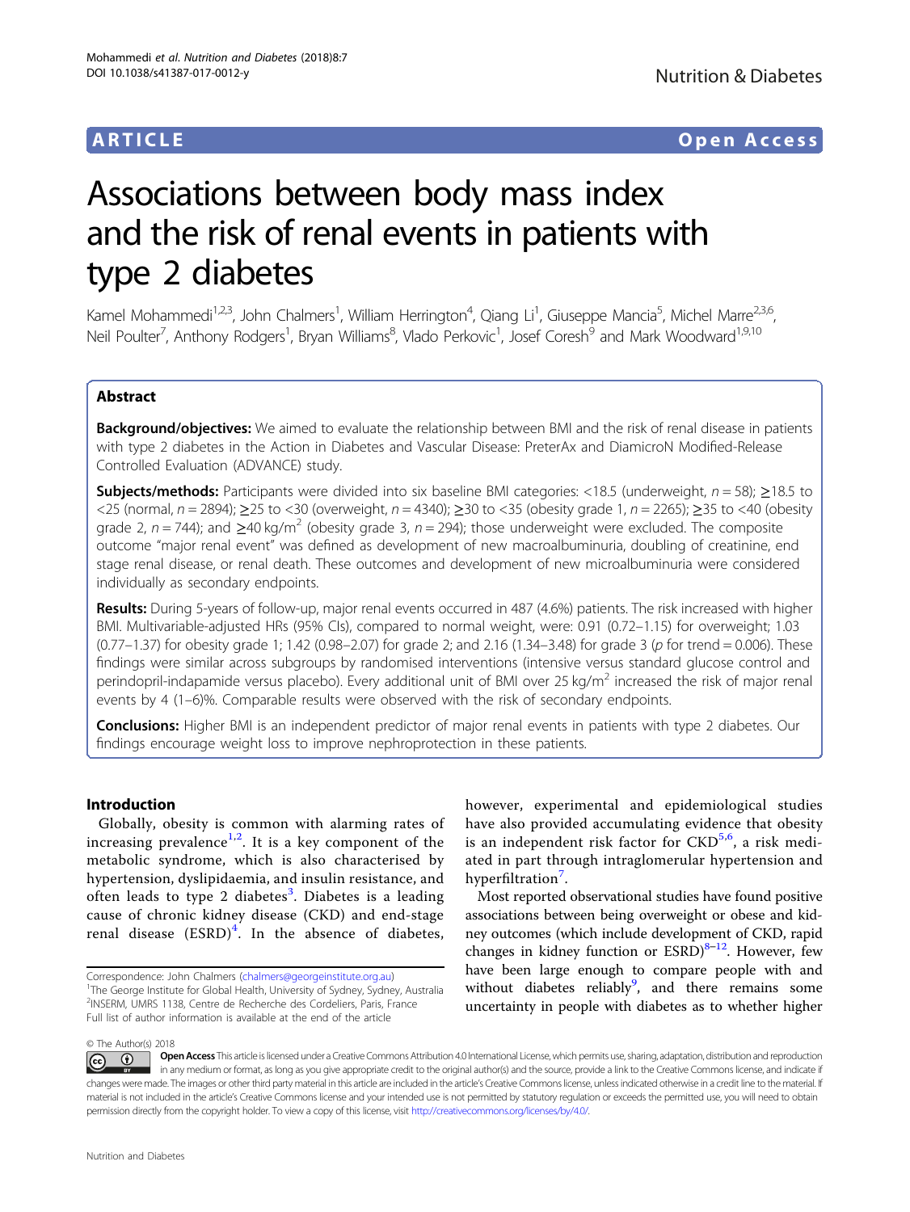ARTICLE

Open Access

# Associations between body mass index and the risk of renal events in patients with type 2 diabetes

Kamel Mohammedi[1,2,3], John Chalmers[1], William Herrington[4], Qiang Li[1], Giuseppe Mancia[5], Michel Marre[2,3,6], Neil Poulter[7], Anthony Rodgers[1], Bryan Williams[8], Vlado Perkovic[1], Josef Coresh[9] and Mark Woodward[1,9,10]

## Abstract

**Background/objectives:** We aimed to evaluate the relationship between BMI and the risk of renal disease in patients with type 2 diabetes in the Action in Diabetes and Vascular Disease: PreterAx and DiamicroN Modified-Release Controlled Evaluation (ADVANCE) study.

**Subjects/methods:** Participants were divided into six baseline BMI categories: <18.5 (underweight, $n = 58$); ≥18.5 to <25 (normal, $n = 2894$); ≥25 to <30 (overweight, $n = 4340$); ≥30 to <35 (obesity grade 1, $n = 2265$); ≥35 to <40 (obesity grade 2, $n = 744$); and ≥40 kg/m$^2$ (obesity grade 3, $n = 294$); those underweight were excluded. The composite outcome "major renal event" was defined as development of new macroalbuminuria, doubling of creatinine, end stage renal disease, or renal death. These outcomes and development of new microalbuminuria were considered individually as secondary endpoints.

**Results:** During 5-years of follow-up, major renal events occurred in 487 (4.6%) patients. The risk increased with higher BMI. Multivariable-adjusted HRs (95% CIs), compared to normal weight, were: 0.91 (0.72–1.15) for overweight; 1.03 (0.77–1.37) for obesity grade 1; 1.42 (0.98–2.07) for grade 2; and 2.16 (1.34–3.48) for grade 3 ($p$ for trend = 0.006). These findings were similar across subgroups by randomised interventions (intensive versus standard glucose control and perindopril-indapamide versus placebo). Every additional unit of BMI over 25 kg/m$^2$ increased the risk of major renal events by 4 (1–6)%. Comparable results were observed with the risk of secondary endpoints.

**Conclusions:** Higher BMI is an independent predictor of major renal events in patients with type 2 diabetes. Our findings encourage weight loss to improve nephroprotection in these patients.

## Introduction

Globally, obesity is common with alarming rates of increasing prevalence[1,2]. It is a key component of the metabolic syndrome, which is also characterised by hypertension, dyslipidaemia, and insulin resistance, and often leads to type 2 diabetes[3]. Diabetes is a leading cause of chronic kidney disease (CKD) and end-stage renal disease (ESRD)[4]. In the absence of diabetes, however, experimental and epidemiological studies have also provided accumulating evidence that obesity is an independent risk factor for CKD[5,6], a risk mediated in part through intraglomerular hypertension and hyperfiltration[7].

Most reported observational studies have found positive associations between being overweight or obese and kidney outcomes (which include development of CKD, rapid changes in kidney function or ESRD)[8–12]. However, few have been large enough to compare people with and without diabetes reliably[9], and there remains some uncertainty in people with diabetes as to whether higher

Correspondence: John Chalmers (chalmers@georgeinstitute.org.au)

[1]The George Institute for Global Health, University of Sydney, Sydney, Australia
[2]INSERM, UMRS 1138, Centre de Recherche des Cordeliers, Paris, France
Full list of author information is available at the end of the article

© The Author(s) 2018

Open Access This article is licensed under a Creative Commons Attribution 4.0 International License, which permits use, sharing, adaptation, distribution and reproduction in any medium or format, as long as you give appropriate credit to the original author(s) and the source, provide a link to the Creative Commons license, and indicate if changes were made. The images or other third party material in this article are included in the article's Creative Commons license, unless indicated otherwise in a credit line to the material. If material is not included in the article's Creative Commons license and your intended use is not permitted by statutory regulation or exceeds the permitted use, you will need to obtain permission directly from the copyright holder. To view a copy of this license, visit http://creativecommons.org/licenses/by/4.0/.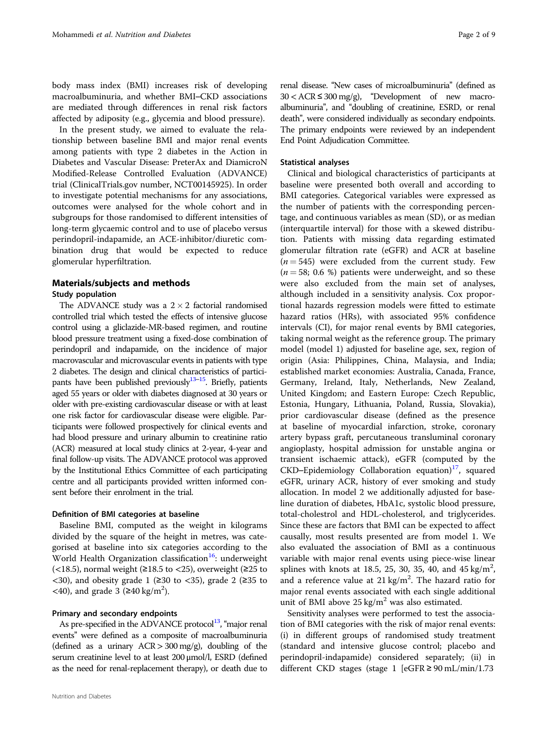body mass index (BMI) increases risk of developing macroalbuminuria, and whether BMI–CKD associations are mediated through differences in renal risk factors affected by adiposity (e.g., glycemia and blood pressure).

In the present study, we aimed to evaluate the relationship between baseline BMI and major renal events among patients with type 2 diabetes in the Action in Diabetes and Vascular Disease: PreterAx and DiamicroN Modified-Release Controlled Evaluation (ADVANCE) trial (ClinicalTrials.gov number, NCT00145925). In order to investigate potential mechanisms for any associations, outcomes were analysed for the whole cohort and in subgroups for those randomised to different intensities of long-term glycaemic control and to use of placebo versus perindopril-indapamide, an ACE-inhibitor/diuretic combination drug that would be expected to reduce glomerular hyperfiltration.

## Materials/subjects and methods

### Study population

The ADVANCE study was a 2 × 2 factorial randomised controlled trial which tested the effects of intensive glucose control using a gliclazide-MR-based regimen, and routine blood pressure treatment using a fixed-dose combination of perindopril and indapamide, on the incidence of major macrovascular and microvascular events in patients with type 2 diabetes. The design and clinical characteristics of participants have been published previously[13–15]. Briefly, patients aged 55 years or older with diabetes diagnosed at 30 years or older with pre-existing cardiovascular disease or with at least one risk factor for cardiovascular disease were eligible. Participants were followed prospectively for clinical events and had blood pressure and urinary albumin to creatinine ratio (ACR) measured at local study clinics at 2-year, 4-year and final follow-up visits. The ADVANCE protocol was approved by the Institutional Ethics Committee of each participating centre and all participants provided written informed consent before their enrolment in the trial.

### Definition of BMI categories at baseline

Baseline BMI, computed as the weight in kilograms divided by the square of the height in metres, was categorised at baseline into six categories according to the World Health Organization classification[16]: underweight (<18.5), normal weight (≥18.5 to <25), overweight (≥25 to <30), and obesity grade 1 (≥30 to <35), grade 2 (≥35 to <40), and grade 3 (≥40 kg/m$^2$).

### Primary and secondary endpoints

As pre-specified in the ADVANCE protocol[13], "major renal events" were defined as a composite of macroalbuminuria (defined as a urinary ACR > 300 mg/g), doubling of the serum creatinine level to at least 200 µmol/l, ESRD (defined as the need for renal-replacement therapy), or death due to renal disease. "New cases of microalbuminuria" (defined as 30 < ACR ≤ 300 mg/g), "Development of new macroalbuminuria", and "doubling of creatinine, ESRD, or renal death", were considered individually as secondary endpoints. The primary endpoints were reviewed by an independent End Point Adjudication Committee.

### Statistical analyses

Clinical and biological characteristics of participants at baseline were presented both overall and according to BMI categories. Categorical variables were expressed as the number of patients with the corresponding percentage, and continuous variables as mean (SD), or as median (interquartile interval) for those with a skewed distribution. Patients with missing data regarding estimated glomerular filtration rate (eGFR) and ACR at baseline ($n = 545$) were excluded from the current study. Few ($n = 58$; 0.6 %) patients were underweight, and so these were also excluded from the main set of analyses, although included in a sensitivity analysis. Cox proportional hazards regression models were fitted to estimate hazard ratios (HRs), with associated 95% confidence intervals (CI), for major renal events by BMI categories, taking normal weight as the reference group. The primary model (model 1) adjusted for baseline age, sex, region of origin (Asia: Philippines, China, Malaysia, and India; established market economies: Australia, Canada, France, Germany, Ireland, Italy, Netherlands, New Zealand, United Kingdom; and Eastern Europe: Czech Republic, Estonia, Hungary, Lithuania, Poland, Russia, Slovakia), prior cardiovascular disease (defined as the presence at baseline of myocardial infarction, stroke, coronary artery bypass graft, percutaneous transluminal coronary angioplasty, hospital admission for unstable angina or transient ischaemic attack), eGFR (computed by the CKD–Epidemiology Collaboration equation)[17], squared eGFR, urinary ACR, history of ever smoking and study allocation. In model 2 we additionally adjusted for baseline duration of diabetes, HbA1c, systolic blood pressure, total-cholestrol and HDL-cholesterol, and triglycerides. Since these are factors that BMI can be expected to affect causally, most results presented are from model 1. We also evaluated the association of BMI as a continuous variable with major renal events using piece-wise linear splines with knots at 18.5, 25, 30, 35, 40, and 45 kg/m$^2$, and a reference value at 21 kg/m$^2$. The hazard ratio for major renal events associated with each single additional unit of BMI above 25 kg/m$^2$ was also estimated.

Sensitivity analyses were performed to test the association of BMI categories with the risk of major renal events: (i) in different groups of randomised study treatment (standard and intensive glucose control; placebo and perindopril-indapamide) considered separately; (ii) in different CKD stages (stage 1 [eGFR ≥ 90 mL/min/1.73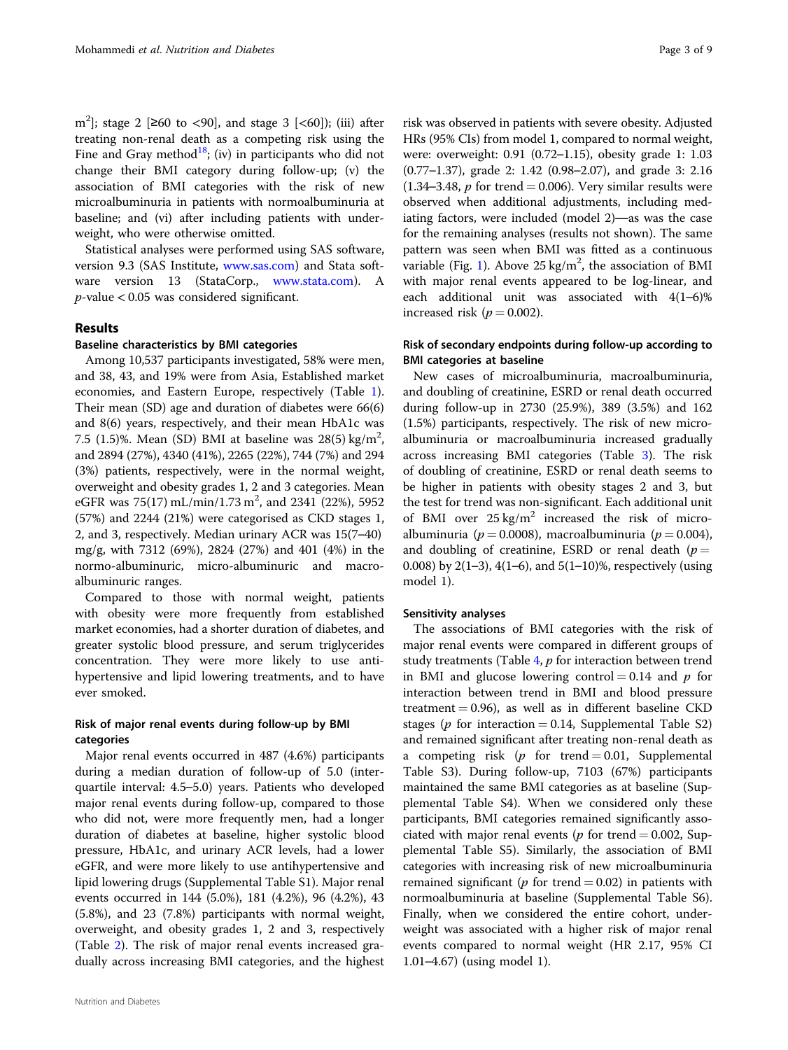m$^2$]; stage 2 [≥60 to <90], and stage 3 [<60]); (iii) after treating non-renal death as a competing risk using the Fine and Gray method[18]; (iv) in participants who did not change their BMI category during follow-up; (v) the association of BMI categories with the risk of new microalbuminuria in patients with normoalbuminuria at baseline; and (vi) after including patients with underweight, who were otherwise omitted.

Statistical analyses were performed using SAS software, version 9.3 (SAS Institute, www.sas.com) and Stata software version 13 (StataCorp., www.stata.com). A $p$-value < 0.05 was considered significant.

## Results

### Baseline characteristics by BMI categories

Among 10,537 participants investigated, 58% were men, and 38, 43, and 19% were from Asia, Established market economies, and Eastern Europe, respectively (Table 1). Their mean (SD) age and duration of diabetes were 66(6) and 8(6) years, respectively, and their mean HbA1c was 7.5 (1.5)%. Mean (SD) BMI at baseline was 28(5) kg/m$^2$, and 2894 (27%), 4340 (41%), 2265 (22%), 744 (7%) and 294 (3%) patients, respectively, were in the normal weight, overweight and obesity grades 1, 2 and 3 categories. Mean eGFR was 75(17) mL/min/1.73 m$^2$, and 2341 (22%), 5952 (57%) and 2244 (21%) were categorised as CKD stages 1, 2, and 3, respectively. Median urinary ACR was 15(7–40) mg/g, with 7312 (69%), 2824 (27%) and 401 (4%) in the normo-albuminuric, micro-albuminuric and macro-albuminuric ranges.

Compared to those with normal weight, patients with obesity were more frequently from established market economies, had a shorter duration of diabetes, and greater systolic blood pressure, and serum triglycerides concentration. They were more likely to use anti-hypertensive and lipid lowering treatments, and to have ever smoked.

### Risk of major renal events during follow-up by BMI categories

Major renal events occurred in 487 (4.6%) participants during a median duration of follow-up of 5.0 (interquartile interval: 4.5–5.0) years. Patients who developed major renal events during follow-up, compared to those who did not, were more frequently men, had a longer duration of diabetes at baseline, higher systolic blood pressure, HbA1c, and urinary ACR levels, had a lower eGFR, and were more likely to use antihypertensive and lipid lowering drugs (Supplemental Table S1). Major renal events occurred in 144 (5.0%), 181 (4.2%), 96 (4.2%), 43 (5.8%), and 23 (7.8%) participants with normal weight, overweight, and obesity grades 1, 2 and 3, respectively (Table 2). The risk of major renal events increased gradually across increasing BMI categories, and the highest risk was observed in patients with severe obesity. Adjusted HRs (95% CIs) from model 1, compared to normal weight, were: overweight: 0.91 (0.72–1.15), obesity grade 1: 1.03 (0.77–1.37), grade 2: 1.42 (0.98–2.07), and grade 3: 2.16 (1.34–3.48, $p$ for trend = 0.006). Very similar results were observed when additional adjustments, including mediating factors, were included (model 2)—as was the case for the remaining analyses (results not shown). The same pattern was seen when BMI was fitted as a continuous variable (Fig. 1). Above 25 kg/m$^2$, the association of BMI with major renal events appeared to be log-linear, and each additional unit was associated with 4(1–6)% increased risk ($p$ = 0.002).

### Risk of secondary endpoints during follow-up according to BMI categories at baseline

New cases of microalbuminuria, macroalbuminuria, and doubling of creatinine, ESRD or renal death occurred during follow-up in 2730 (25.9%), 389 (3.5%) and 162 (1.5%) participants, respectively. The risk of new microalbuminuria or macroalbuminuria increased gradually across increasing BMI categories (Table 3). The risk of doubling of creatinine, ESRD or renal death seems to be higher in patients with obesity stages 2 and 3, but the test for trend was non-significant. Each additional unit of BMI over 25 kg/m$^2$ increased the risk of microalbuminuria ($p$ = 0.0008), macroalbuminuria ($p$ = 0.004), and doubling of creatinine, ESRD or renal death ($p$ = 0.008) by 2(1–3), 4(1–6), and 5(1–10)%, respectively (using model 1).

### Sensitivity analyses

The associations of BMI categories with the risk of major renal events were compared in different groups of study treatments (Table 4, $p$ for interaction between trend in BMI and glucose lowering control = 0.14 and $p$ for interaction between trend in BMI and blood pressure treatment = 0.96), as well as in different baseline CKD stages ($p$ for interaction = 0.14, Supplemental Table S2) and remained significant after treating non-renal death as a competing risk ($p$ for trend = 0.01, Supplemental Table S3). During follow-up, 7103 (67%) participants maintained the same BMI categories as at baseline (Supplemental Table S4). When we considered only these participants, BMI categories remained significantly associated with major renal events ($p$ for trend = 0.002, Supplemental Table S5). Similarly, the association of BMI categories with increasing risk of new microalbuminuria remained significant ($p$ for trend = 0.02) in patients with normoalbuminuria at baseline (Supplemental Table S6). Finally, when we considered the entire cohort, underweight was associated with a higher risk of major renal events compared to normal weight (HR 2.17, 95% CI 1.01–4.67) (using model 1).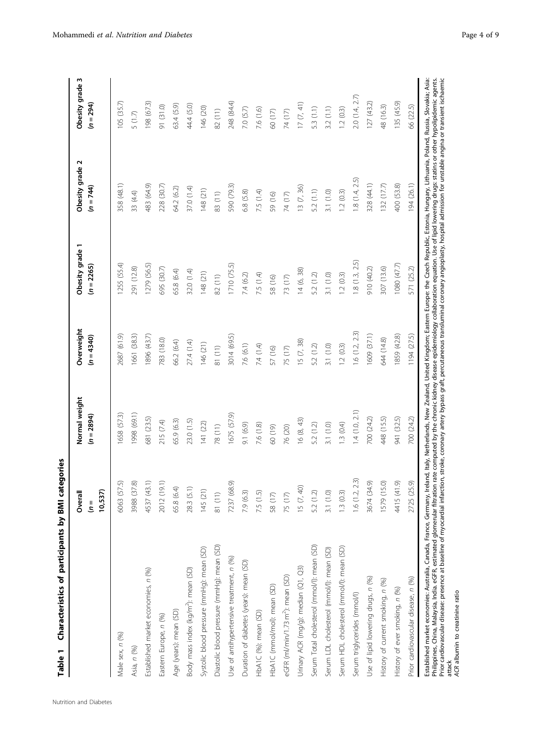**Table 1 Characteristics of participants by BMI categories**

| | Overall ($n$ = 10,537) | Normal weight ($n$ = 2894) | Overweight ($n$ = 4340) | Obesity grade 1 ($n$ = 2265) | Obesity grade 2 ($n$ = 744) | Obesity grade 3 ($n$ = 294) |
|---|---|---|---|---|---|---|
| Male sex, *n* (%) | 6063 (57.5) | 1658 (57.3) | 2687 (61.9) | 1255 (55.4) | 358 (48.1) | 105 (35.7) |
| Asia, *n* (%) | 3988 (37.8) | 1998 (69.1) | 1661 (38.3) | 291 (12.8) | 33 (4.4) | 5 (1.7) |
| Established market economies, *n* (%) | 4537 (43.1) | 681 (23.5) | 1896 (43.7) | 1279 (56.5) | 483 (64.9) | 198 (67.3) |
| Eastern Europe, *n* (%) | 2012 (19.1) | 215 (7.4) | 783 (18.0) | 695 (30.7) | 228 (30.7) | 91 (31.0) |
| Age (years): mean (SD) | 65.8 (6.4) | 65.9 (6.3) | 66.2 (6.4) | 65.8 (6.4) | 64.2 (6.2) | 63.4 (5.9) |
| Body mass index (kg/m$^2$): mean (SD) | 28.3 (5.1) | 23.0 (1.5) | 27.4 (1.4) | 32.0 (1.4) | 37.0 (1.4) | 44.4 (5.0) |
| Systolic blood pressure (mmHg): mean (SD) | 145 (21) | 141 (22) | 146 (21) | 148 (21) | 148 (21) | 146 (20) |
| Diastolic blood pressure (mmHg): mean (SD) | 81 (11) | 78 (11) | 81 (11) | 82 (11) | 83 (11) | 82 (11) |
| Use of antihypertensive treatment, *n* (%) | 7237 (68.9) | 1675 (57.9) | 3014 (69.5) | 1710 (75.5) | 590 (79.3) | 248 (84.4) |
| Duration of diabetes (years): mean (SD) | 7.9 (6.3) | 9.1 (6.9) | 7.6 (6.1) | 7.4 (6.2) | 6.8 (5.8) | 7.0 (5.7) |
| HbA1C (%): mean (SD) | 7.5 (1.5) | 7.6 (1.8) | 7.4 (1.4) | 7.5 (1.4) | 7.5 (1.4) | 7.6 (1.6) |
| HbA1C (mmol/mol): mean (SD) | 58 (17) | 60 (19) | 57 (16) | 58 (16) | 59 (16) | 60 (17) |
| eGFR (ml/min/1.73 m$^2$): mean (SD) | 75 (17) | 76 (20) | 75 (17) | 73 (17) | 74 (17) | 74 (17) |
| Urinary ACR (mg/g): median (Q1, Q3) | 15 (7, 40) | 16 (8, 43) | 15 (7, 38) | 14 (6, 38) | 13 (7, 36) | 17 (7, 41) |
| Serum Total cholesterol (mmol/l): mean (SD) | 5.2 (1.2) | 5.2 (1.2) | 5.2 (1.2) | 5.2 (1.2) | 5.2 (1.1) | 5.3 (1.1) |
| Serum LDL cholesterol (mmol/l): mean (SD) | 3.1 (1.0) | 3.1 (1.0) | 3.1 (1.0) | 3.1 (1.0) | 3.1 (1.0) | 3.2 (1.1) |
| Serum HDL cholesterol (mmol/l): mean (SD) | 1.3 (0.3) | 1.3 (0.4) | 1.2 (0.3) | 1.2 (0.3) | 1.2 (0.3) | 1.2 (0.3) |
| Serum triglycerides (mmol/l) | 1.6 (1.2, 2.3) | 1.4 (1.0, 2.1) | 1.6 (1.2, 2.3) | 1.8 (1.3, 2.5) | 1.8 (1.4, 2.5) | 2.0 (1.4, 2.7) |
| Use of lipid lowering drugs, *n* (%) | 3674 (34.9) | 700 (24.2) | 1609 (37.1) | 910 (40.2) | 328 (44.1) | 127 (43.2) |
| History of current smoking, *n* (%) | 1579 (15.0) | 448 (15.5) | 644 (14.8) | 307 (13.6) | 132 (17.7) | 48 (16.3) |
| History of ever smoking, *n* (%) | 4415 (41.9) | 941 (32.5) | 1859 (42.8) | 1080 (47.7) | 400 (53.8) | 135 (45.9) |
| Prior cardiovascular disease, *n* (%) | 2725 (25.9) | 700 (24.2) | 1194 (27.5) | 571 (25.2) | 194 (26.1) | 66 (22.5) |

Established market economies: Australia, Canada, France, Germany, Ireland, Italy, Netherlands, New Zealand, United Kingdom; Eastern Europe: the Czech Republic, Estonia, Hungary, Lithuania, Poland, Russia, Slovakia; Asia: Philippines, China, Malaysia, India. eGFR, estimated glomerular filtration rate computed by the chronic kidney disease epidemiology collaboration equation. Use of lipid lowering drugs: statins or other hypolipidemic agents. Prior cardiovascular disease: presence at baseline of myocardial infarction, stroke, coronary artery bypass graft, percutaneous transluminal coronary angioplasty, hospital admission for unstable angina or transient ischaemic attack

*ACR* albumin to creatinine ratio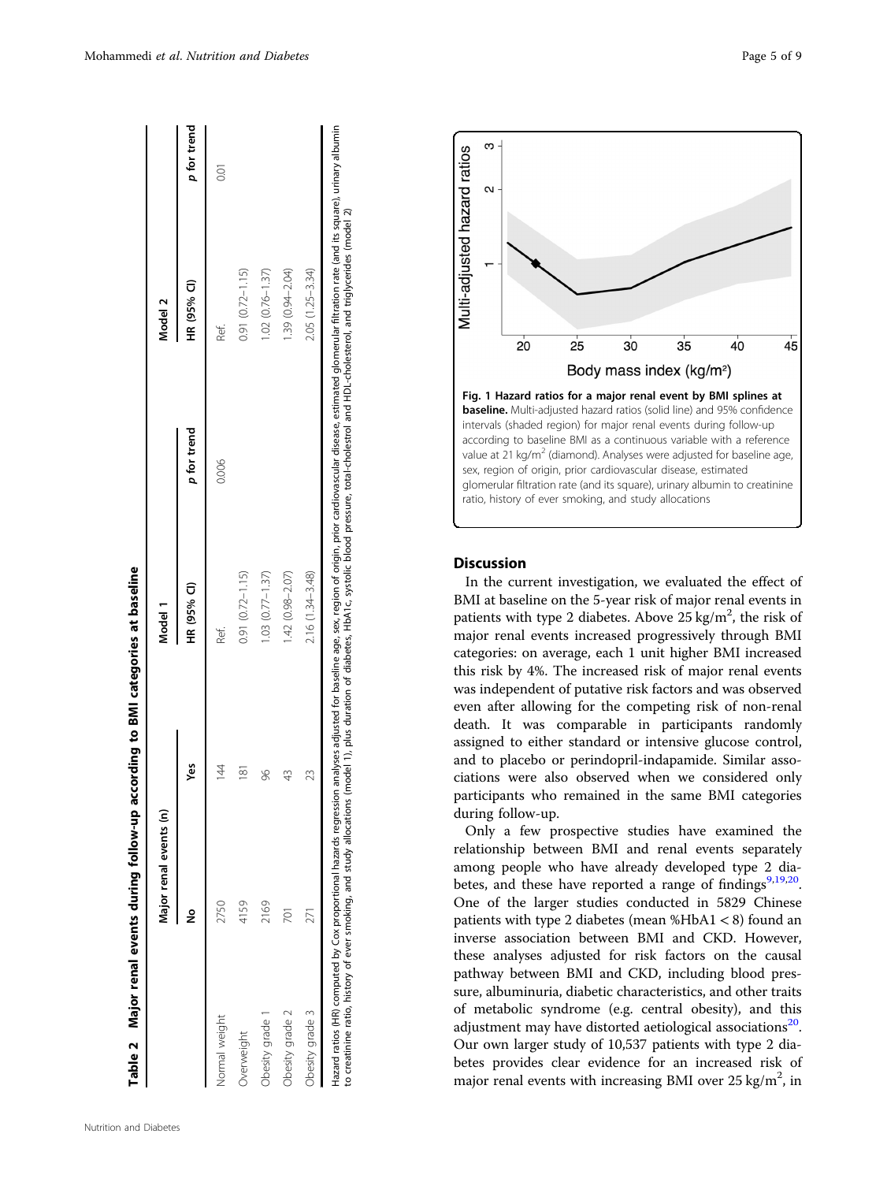**Table 2 Major renal events during follow-up according to BMI categories at baseline**

| | Major renal events (n) | | Model 1 | | Model 2 | |
|---|---|---|---|---|---|---|
| | No | Yes | HR (95% CI) | p for trend | HR (95% CI) | p for trend |
| Normal weight | 2750 | 144 | Ref. | 0.006 | Ref. | 0.01 |
| Overweight | 4159 | 181 | 0.91 (0.72–1.15) | | 0.91 (0.72–1.15) | |
| Obesity grade 1 | 2169 | 96 | 1.03 (0.77–1.37) | | 1.02 (0.76–1.37) | |
| Obesity grade 2 | 701 | 43 | 1.42 (0.98–2.07) | | 1.39 (0.94–2.04) | |
| Obesity grade 3 | 271 | 23 | 2.16 (1.34–3.48) | | 2.05 (1.25–3.34) | |

Hazard ratios (HR) computed by Cox proportional hazards regression analyses adjusted for baseline age, sex, region of origin, prior cardiovascular disease, estimated glomerular filtration rate (and its square), urinary albumin to creatinine ratio, history of ever smoking, and study allocations (model 1), plus duration of diabetes, HbA1c, systolic blood pressure, total-cholestrol and HDL-cholesterol, and triglycerides (model 2)

**Fig. 1 Hazard ratios for a major renal event by BMI splines at baseline.** Multi-adjusted hazard ratios (solid line) and 95% confidence intervals (shaded region) for major renal events during follow-up according to baseline BMI as a continuous variable with a reference value at 21 kg/m$^2$ (diamond). Analyses were adjusted for baseline age, sex, region of origin, prior cardiovascular disease, estimated glomerular filtration rate (and its square), urinary albumin to creatinine ratio, history of ever smoking, and study allocations

## Discussion

In the current investigation, we evaluated the effect of BMI at baseline on the 5-year risk of major renal events in patients with type 2 diabetes. Above 25 kg/m$^2$, the risk of major renal events increased progressively through BMI categories: on average, each 1 unit higher BMI increased this risk by 4%. The increased risk of major renal events was independent of putative risk factors and was observed even after allowing for the competing risk of non-renal death. It was comparable in participants randomly assigned to either standard or intensive glucose control, and to placebo or perindopril-indapamide. Similar associations were also observed when we considered only participants who remained in the same BMI categories during follow-up.

Only a few prospective studies have examined the relationship between BMI and renal events separately among people who have already developed type 2 diabetes, and these have reported a range of findings[9,19,20]. One of the larger studies conducted in 5829 Chinese patients with type 2 diabetes (mean %HbA1 < 8) found an inverse association between BMI and CKD. However, these analyses adjusted for risk factors on the causal pathway between BMI and CKD, including blood pressure, albuminuria, diabetic characteristics, and other traits of metabolic syndrome (e.g. central obesity), and this adjustment may have distorted aetiological associations[20]. Our own larger study of 10,537 patients with type 2 diabetes provides clear evidence for an increased risk of major renal events with increasing BMI over 25 kg/m$^2$, in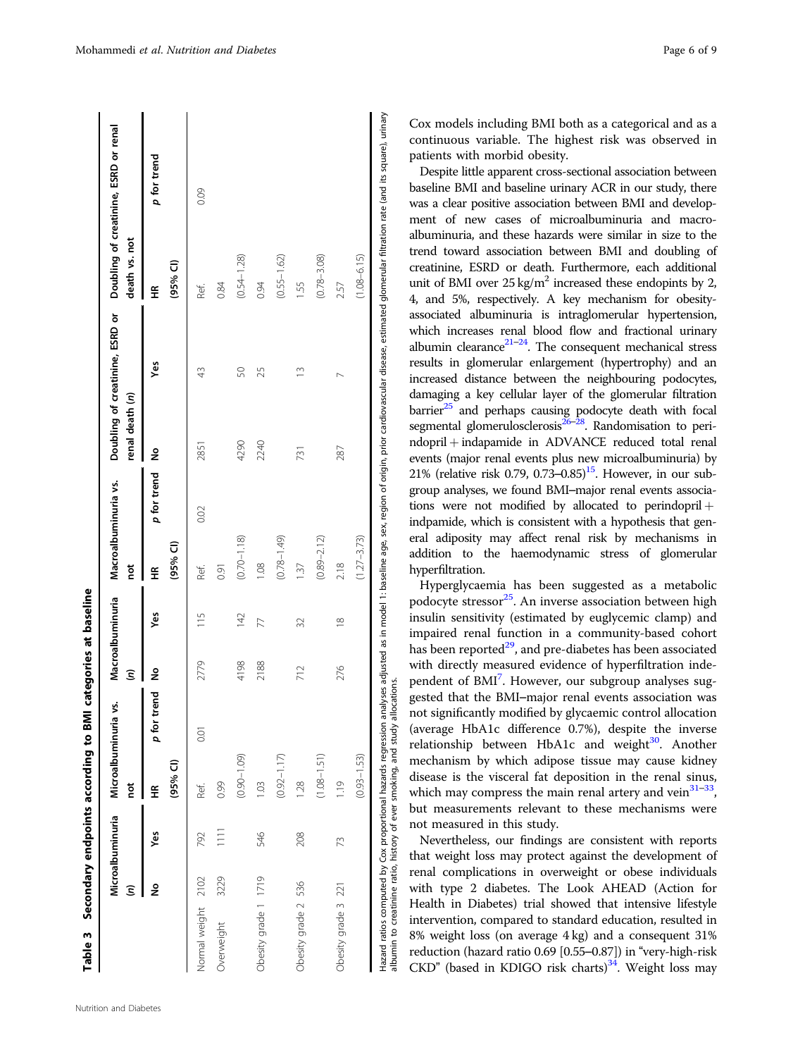**Table 3 Secondary endpoints according to BMI categories at baseline**

| | Microalbuminuria (n) | | Microalbuminuria vs. not | | Macroalbuminuria (n) | | Macroalbuminuria vs. not | | Doubling of creatinine, ESRD or renal death (n) | | Doubling of creatinine, ESRD or renal death vs. not | |
|---|---|---|---|---|---|---|---|---|---|---|---|---|
| | No | Yes | HR (95% CI) | p for trend | No | Yes | HR (95% CI) | p for trend | No | Yes | HR (95% CI) | p for trend |
| Normal weight | 2102 | 792 | Ref. | 0.01 | 2779 | 115 | Ref. | 0.02 | 2851 | 43 | Ref. | 0.09 |
| Overweight | 3229 | 1111 | 0.99 (0.90–1.09) | | 4198 | 142 | 0.91 (0.70–1.18) | | 4290 | 50 | 0.84 (0.54–1.28) | |
| Obesity grade 1 | 1719 | 546 | 1.03 (0.92–1.17) | | 2188 | 77 | 1.08 (0.78–1.49) | | 2240 | 25 | 0.94 (0.55–1.62) | |
| Obesity grade 2 | 536 | 208 | 1.28 (1.08–1.51) | | 712 | 32 | 1.37 (0.89–2.12) | | 731 | 13 | 1.55 (0.78–3.08) | |
| Obesity grade 3 | 221 | 73 | 1.19 (0.93–1.53) | | 276 | 18 | 2.18 (1.27–3.73) | | 287 | 7 | 2.57 (1.08–6.15) | |

Hazard ratios computed by Cox proportional hazards regression analyses adjusted as in model 1: baseline age, sex, region of origin, prior cardiovascular disease, estimated glomerular filtration rate (and its square), urinary albumin to creatinine ratio, history of ever smoking, and study allocations.

Cox models including BMI both as a categorical and as a continuous variable. The highest risk was observed in patients with morbid obesity.

Despite little apparent cross-sectional association between baseline BMI and baseline urinary ACR in our study, there was a clear positive association between BMI and development of new cases of microalbuminuria and macroalbuminuria, and these hazards were similar in size to the trend toward association between BMI and doubling of creatinine, ESRD or death. Furthermore, each additional unit of BMI over 25 kg/m$^2$ increased these endpoints by 2, 4, and 5%, respectively. A key mechanism for obesity-associated albuminuria is intraglomerular hypertension, which increases renal blood flow and fractional urinary albumin clearance[21–24]. The consequent mechanical stress results in glomerular enlargement (hypertrophy) and an increased distance between the neighbouring podocytes, damaging a key cellular layer of the glomerular filtration barrier[25] and perhaps causing podocyte death with focal segmental glomerulosclerosis[26–28]. Randomisation to perindopril + indapamide in ADVANCE reduced total renal events (major renal events plus new microalbuminuria) by 21% (relative risk 0.79, 0.73–0.85)[15]. However, in our subgroup analyses, we found BMI–major renal events associations were not modified by allocated to perindopril + indpamide, which is consistent with a hypothesis that general adiposity may affect renal risk by mechanisms in addition to the haemodynamic stress of glomerular hyperfiltration.

Hyperglycaemia has been suggested as a metabolic podocyte stressor[25]. An inverse association between high insulin sensitivity (estimated by euglycemic clamp) and impaired renal function in a community-based cohort has been reported[29], and pre-diabetes has been associated with directly measured evidence of hyperfiltration independent of BMI[7]. However, our subgroup analyses suggested that the BMI–major renal events association was not significantly modified by glycaemic control allocation (average HbA1c difference 0.7%), despite the inverse relationship between HbA1c and weight[30]. Another mechanism by which adipose tissue may cause kidney disease is the visceral fat deposition in the renal sinus, which may compress the main renal artery and vein[31–33], but measurements relevant to these mechanisms were not measured in this study.

Nevertheless, our findings are consistent with reports that weight loss may protect against the development of renal complications in overweight or obese individuals with type 2 diabetes. The Look AHEAD (Action for Health in Diabetes) trial showed that intensive lifestyle intervention, compared to standard education, resulted in 8% weight loss (on average 4 kg) and a consequent 31% reduction (hazard ratio 0.69 [0.55–0.87]) in "very-high-risk CKD" (based in KDIGO risk charts)[34]. Weight loss may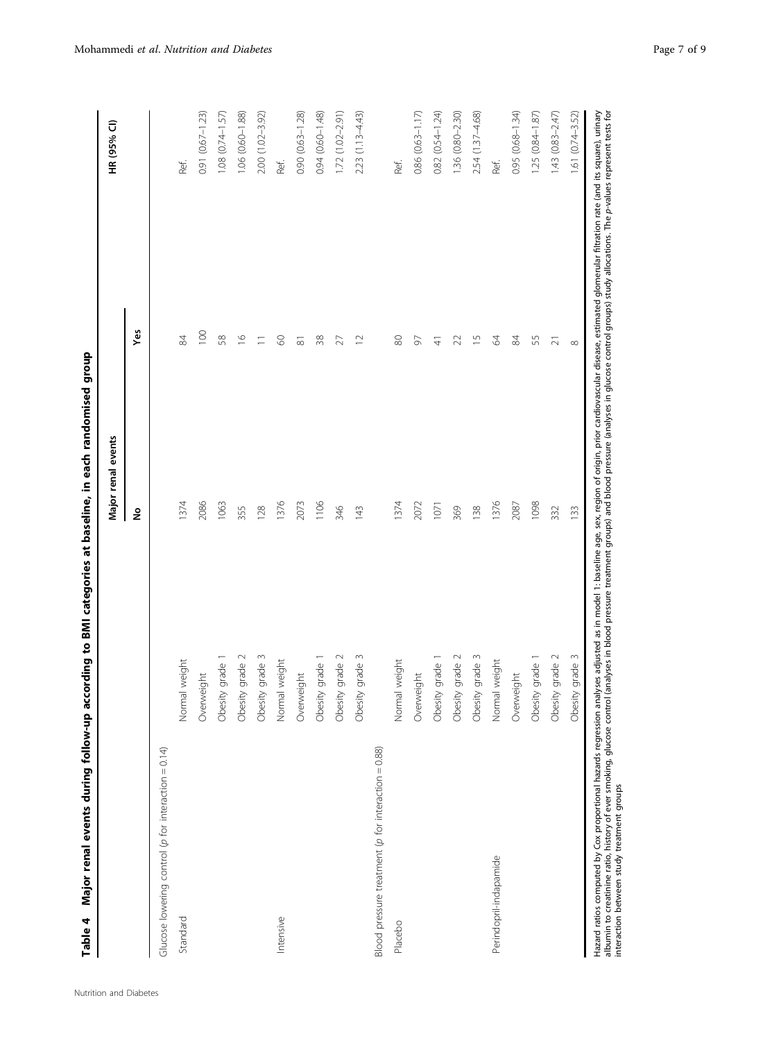**Table 4 Major renal events during follow-up according to BMI categories at baseline, in each randomised group**

| | | Major renal events | | HR (95% CI) |
|---|---|---|---|---|
| | | No | Yes | |
| Glucose lowering control (*p* for interaction = 0.14) | | | | |
| Standard | Normal weight | 1374 | 84 | Ref. |
| | Overweight | 2086 | 100 | 0.91 (0.67–1.23) |
| | Obesity grade 1 | 1063 | 58 | 1.08 (0.74–1.57) |
| | Obesity grade 2 | 355 | 16 | 1.06 (0.60–1.88) |
| | Obesity grade 3 | 128 | 11 | 2.00 (1.02–3.92) |
| Intensive | Normal weight | 1376 | 60 | Ref. |
| | Overweight | 2073 | 81 | 0.90 (0.63–1.28) |
| | Obesity grade 1 | 1106 | 38 | 0.94 (0.60–1.48) |
| | Obesity grade 2 | 346 | 27 | 1.72 (1.02–2.91) |
| | Obesity grade 3 | 143 | 12 | 2.23 (1.13–4.43) |
| Blood pressure treatment (*p* for interaction = 0.88) | | | | |
| Placebo | Normal weight | 1374 | 80 | Ref. |
| | Overweight | 2072 | 97 | 0.86 (0.63–1.17) |
| | Obesity grade 1 | 1071 | 41 | 0.82 (0.54–1.24) |
| | Obesity grade 2 | 369 | 22 | 1.36 (0.80–2.30) |
| | Obesity grade 3 | 138 | 15 | 2.54 (1.37–4.68) |
| Perindopril-indapamide | Normal weight | 1376 | 64 | Ref. |
| | Overweight | 2087 | 84 | 0.95 (0.68–1.34) |
| | Obesity grade 1 | 1098 | 55 | 1.25 (0.84–1.87) |
| | Obesity grade 2 | 332 | 21 | 1.43 (0.83–2.47) |
| | Obesity grade 3 | 133 | 8 | 1.61 (0.74–3.52) |

Hazard ratios computed by Cox proportional hazards regression analyses adjusted as in model 1: baseline age, sex, region of origin, prior cardiovascular disease, estimated glomerular filtration rate (and its square), urinary albumin to creatinine ratio, history of ever smoking, glucose control (analyses in blood pressure treatment groups) and blood pressure (analyses in glucose control groups) study allocations. The *p*-values represent tests for interaction between study treatment groups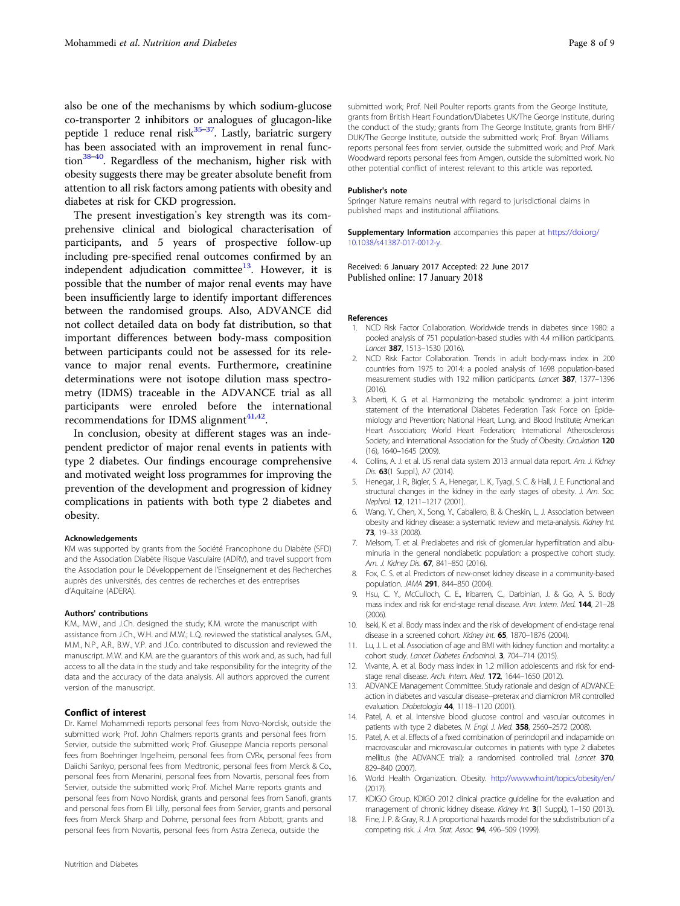also be one of the mechanisms by which sodium-glucose co-transporter 2 inhibitors or analogues of glucagon-like peptide 1 reduce renal risk[35–37]. Lastly, bariatric surgery has been associated with an improvement in renal function[38–40]. Regardless of the mechanism, higher risk with obesity suggests there may be greater absolute benefit from attention to all risk factors among patients with obesity and diabetes at risk for CKD progression.

The present investigation's key strength was its comprehensive clinical and biological characterisation of participants, and 5 years of prospective follow-up including pre-specified renal outcomes confirmed by an independent adjudication committee[13]. However, it is possible that the number of major renal events may have been insufficiently large to identify important differences between the randomised groups. Also, ADVANCE did not collect detailed data on body fat distribution, so that important differences between body-mass composition between participants could not be assessed for its relevance to major renal events. Furthermore, creatinine determinations were not isotope dilution mass spectrometry (IDMS) traceable in the ADVANCE trial as all participants were enroled before the international recommendations for IDMS alignment[41,42].

In conclusion, obesity at different stages was an independent predictor of major renal events in patients with type 2 diabetes. Our findings encourage comprehensive and motivated weight loss programmes for improving the prevention of the development and progression of kidney complications in patients with both type 2 diabetes and obesity.

#### Acknowledgements

KM was supported by grants from the Société Francophone du Diabète (SFD) and the Association Diabète Risque Vasculaire (ADRV), and travel support from the Association pour le Développement de l'Enseignement et des Recherches auprès des universités, des centres de recherches et des entreprises d'Aquitaine (ADERA).

#### Authors' contributions

K.M., M.W., and J.Ch. designed the study; K.M. wrote the manuscript with assistance from J.Ch., W.H. and M.W.; L.Q. reviewed the statistical analyses. G.M., M.M., N.P., A.R., B.W., V.P. and J.Co. contributed to discussion and reviewed the manuscript. M.W. and K.M. are the guarantors of this work and, as such, had full access to all the data in the study and take responsibility for the integrity of the data and the accuracy of the data analysis. All authors approved the current version of the manuscript.

#### Conflict of interest

Dr. Kamel Mohammedi reports personal fees from Novo-Nordisk, outside the submitted work; Prof. John Chalmers reports grants and personal fees from Servier, outside the submitted work; Prof. Giuseppe Mancia reports personal fees from Boehringer Ingelheim, personal fees from CVRx, personal fees from Daiichi Sankyo, personal fees from Medtronic, personal fees from Merck & Co., personal fees from Menarini, personal fees from Novartis, personal fees from Servier, outside the submitted work; Prof. Michel Marre reports grants and personal fees from Novo Nordisk, grants and personal fees from Sanofi, grants and personal fees from Eli Lilly, personal fees from Servier, grants and personal fees from Merck Sharp and Dohme, personal fees from Abbott, grants and personal fees from Novartis, personal fees from Astra Zeneca, outside the submitted work; Prof. Neil Poulter reports grants from the George Institute, grants from British Heart Foundation/Diabetes UK/The George Institute, during the conduct of the study; grants from The George Institute, grants from BHF/DUK/The George Institute, outside the submitted work; Prof. Bryan Williams reports personal fees from servier, outside the submitted work; and Prof. Mark Woodward reports personal fees from Amgen, outside the submitted work. No other potential conflict of interest relevant to this article was reported.

#### Publisher's note

Springer Nature remains neutral with regard to jurisdictional claims in published maps and institutional affiliations.

**Supplementary Information** accompanies this paper at https://doi.org/10.1038/s41387-017-0012-y.

Received: 6 January 2017 Accepted: 22 June 2017
Published online: 17 January 2018

#### References

1. NCD Risk Factor Collaboration. Worldwide trends in diabetes since 1980: a pooled analysis of 751 population-based studies with 4.4 million participants. *Lancet* **387**, 1513–1530 (2016).
2. NCD Risk Factor Collaboration. Trends in adult body-mass index in 200 countries from 1975 to 2014: a pooled analysis of 1698 population-based measurement studies with 19.2 million participants. *Lancet* **387**, 1377–1396 (2016).
3. Alberti, K. G. et al. Harmonizing the metabolic syndrome: a joint interim statement of the International Diabetes Federation Task Force on Epidemiology and Prevention; National Heart, Lung, and Blood Institute; American Heart Association; World Heart Federation; International Atherosclerosis Society; and International Association for the Study of Obesity. *Circulation* **120** (16), 1640–1645 (2009).
4. Collins, A. J. et al. US renal data system 2013 annual data report. *Am. J. Kidney Dis.* **63**(1 Suppl.), A7 (2014).
5. Henegar, J. R., Bigler, S. A., Henegar, L. K., Tyagi, S. C. & Hall, J. E. Functional and structural changes in the kidney in the early stages of obesity. *J. Am. Soc. Nephrol.* **12**, 1211–1217 (2001).
6. Wang, Y., Chen, X., Song, Y., Caballero, B. & Cheskin, L. J. Association between obesity and kidney disease: a systematic review and meta-analysis. *Kidney Int.* **73**, 19–33 (2008).
7. Melsom, T. et al. Prediabetes and risk of glomerular hyperfiltration and albuminuria in the general nondiabetic population: a prospective cohort study. *Am. J. Kidney Dis.* **67**, 841–850 (2016).
8. Fox, C. S. et al. Predictors of new-onset kidney disease in a community-based population. *JAMA* **291**, 844–850 (2004).
9. Hsu, C. Y., McCulloch, C. E., Iribarren, C., Darbinian, J. & Go, A. S. Body mass index and risk for end-stage renal disease. *Ann. Intern. Med.* **144**, 21–28 (2006).
10. Iseki, K. et al. Body mass index and the risk of development of end-stage renal disease in a screened cohort. *Kidney Int.* **65**, 1870–1876 (2004).
11. Lu, J. L. et al. Association of age and BMI with kidney function and mortality: a cohort study. *Lancet Diabetes Endocrinol.* **3**, 704–714 (2015).
12. Vivante, A. et al. Body mass index in 1.2 million adolescents and risk for end-stage renal disease. *Arch. Intern. Med.* **172**, 1644–1650 (2012).
13. ADVANCE Management Committee. Study rationale and design of ADVANCE: action in diabetes and vascular disease--preterax and diamicron MR controlled evaluation. *Diabetologia* **44**, 1118–1120 (2001).
14. Patel, A. et al. Intensive blood glucose control and vascular outcomes in patients with type 2 diabetes. *N. Engl. J. Med.* **358**, 2560–2572 (2008).
15. Patel, A. et al. Effects of a fixed combination of perindopril and indapamide on macrovascular and microvascular outcomes in patients with type 2 diabetes mellitus (the ADVANCE trial): a randomised controlled trial. *Lancet* **370**, 829–840 (2007).
16. World Health Organization. Obesity. http://www.who.int/topics/obesity/en/ (2017).
17. KDIGO Group. KDIGO 2012 clinical practice guideline for the evaluation and management of chronic kidney disease. *Kidney Int.* **3**(1 Suppl.), 1–150 (2013)..
18. Fine, J. P. & Gray, R. J. A proportional hazards model for the subdistribution of a competing risk. *J. Am. Stat. Assoc.* **94**, 496–509 (1999).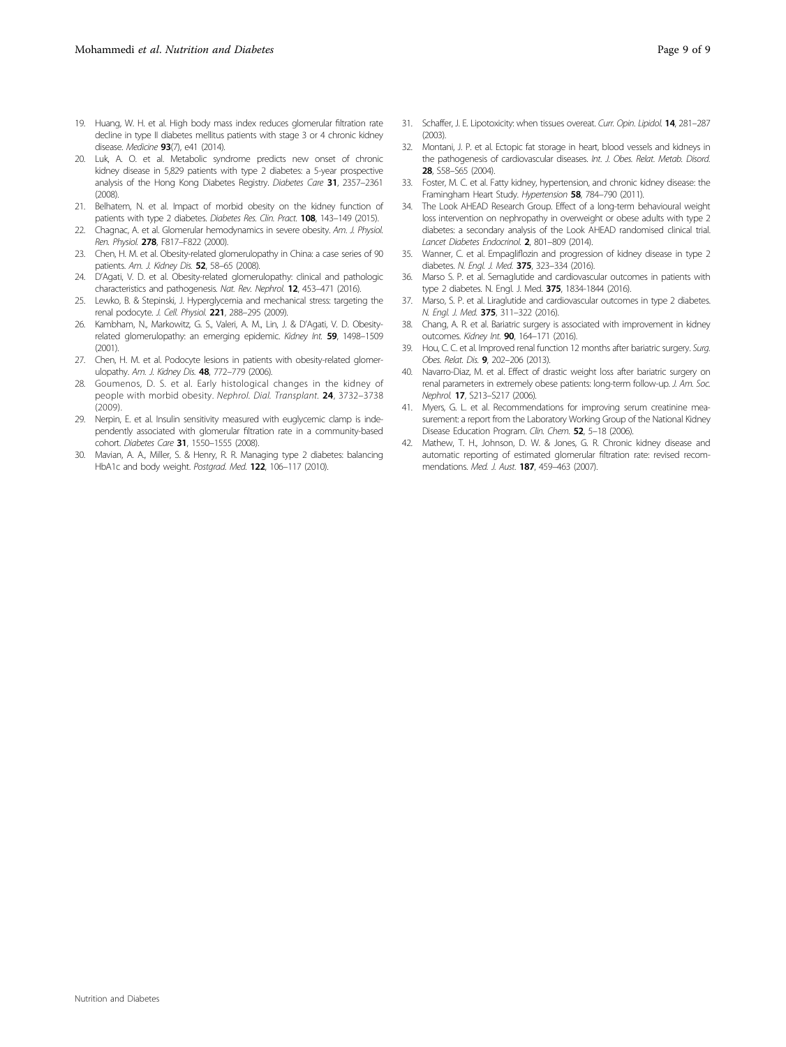19. Huang, W. H. et al. High body mass index reduces glomerular filtration rate decline in type II diabetes mellitus patients with stage 3 or 4 chronic kidney disease. *Medicine* **93**(7), e41 (2014).
20. Luk, A. O. et al. Metabolic syndrome predicts new onset of chronic kidney disease in 5,829 patients with type 2 diabetes: a 5-year prospective analysis of the Hong Kong Diabetes Registry. *Diabetes Care* **31**, 2357–2361 (2008).
21. Belhatem, N. et al. Impact of morbid obesity on the kidney function of patients with type 2 diabetes. *Diabetes Res. Clin. Pract.* **108**, 143–149 (2015).
22. Chagnac, A. et al. Glomerular hemodynamics in severe obesity. *Am. J. Physiol. Ren. Physiol.* **278**, F817–F822 (2000).
23. Chen, H. M. et al. Obesity-related glomerulopathy in China: a case series of 90 patients. *Am. J. Kidney Dis.* **52**, 58–65 (2008).
24. D'Agati, V. D. et al. Obesity-related glomerulopathy: clinical and pathologic characteristics and pathogenesis. *Nat. Rev. Nephrol.* **12**, 453–471 (2016).
25. Lewko, B. & Stepinski, J. Hyperglycemia and mechanical stress: targeting the renal podocyte. *J. Cell. Physiol.* **221**, 288–295 (2009).
26. Kambham, N., Markowitz, G. S., Valeri, A. M., Lin, J. & D'Agati, V. D. Obesity-related glomerulopathy: an emerging epidemic. *Kidney Int.* **59**, 1498–1509 (2001).
27. Chen, H. M. et al. Podocyte lesions in patients with obesity-related glomerulopathy. *Am. J. Kidney Dis.* **48**, 772–779 (2006).
28. Goumenos, D. S. et al. Early histological changes in the kidney of people with morbid obesity. *Nephrol. Dial. Transplant.* **24**, 3732–3738 (2009).
29. Nerpin, E. et al. Insulin sensitivity measured with euglycemic clamp is independently associated with glomerular filtration rate in a community-based cohort. *Diabetes Care* **31**, 1550–1555 (2008).
30. Mavian, A. A., Miller, S. & Henry, R. R. Managing type 2 diabetes: balancing HbA1c and body weight. *Postgrad. Med.* **122**, 106–117 (2010).
31. Schaffer, J. E. Lipotoxicity: when tissues overeat. *Curr. Opin. Lipidol.* **14**, 281–287 (2003).
32. Montani, J. P. et al. Ectopic fat storage in heart, blood vessels and kidneys in the pathogenesis of cardiovascular diseases. *Int. J. Obes. Relat. Metab. Disord.* **28**, S58–S65 (2004).
33. Foster, M. C. et al. Fatty kidney, hypertension, and chronic kidney disease: the Framingham Heart Study. *Hypertension* **58**, 784–790 (2011).
34. The Look AHEAD Research Group. Effect of a long-term behavioural weight loss intervention on nephropathy in overweight or obese adults with type 2 diabetes: a secondary analysis of the Look AHEAD randomised clinical trial. *Lancet Diabetes Endocrinol.* **2**, 801–809 (2014).
35. Wanner, C. et al. Empagliflozin and progression of kidney disease in type 2 diabetes. *N. Engl. J. Med.* **375**, 323–334 (2016).
36. Marso S. P. et al. Semaglutide and cardiovascular outcomes in patients with type 2 diabetes. N. Engl. J. Med. **375**, 1834-1844 (2016).
37. Marso, S. P. et al. Liraglutide and cardiovascular outcomes in type 2 diabetes. *N. Engl. J. Med.* **375**, 311–322 (2016).
38. Chang, A. R. et al. Bariatric surgery is associated with improvement in kidney outcomes. *Kidney Int.* **90**, 164–171 (2016).
39. Hou, C. C. et al. Improved renal function 12 months after bariatric surgery. *Surg. Obes. Relat. Dis.* **9**, 202–206 (2013).
40. Navarro-Diaz, M. et al. Effect of drastic weight loss after bariatric surgery on renal parameters in extremely obese patients: long-term follow-up. *J. Am. Soc. Nephrol.* **17**, S213–S217 (2006).
41. Myers, G. L. et al. Recommendations for improving serum creatinine measurement: a report from the Laboratory Working Group of the National Kidney Disease Education Program. *Clin. Chem.* **52**, 5–18 (2006).
42. Mathew, T. H., Johnson, D. W. & Jones, G. R. Chronic kidney disease and automatic reporting of estimated glomerular filtration rate: revised recommendations. *Med. J. Aust.* **187**, 459–463 (2007).